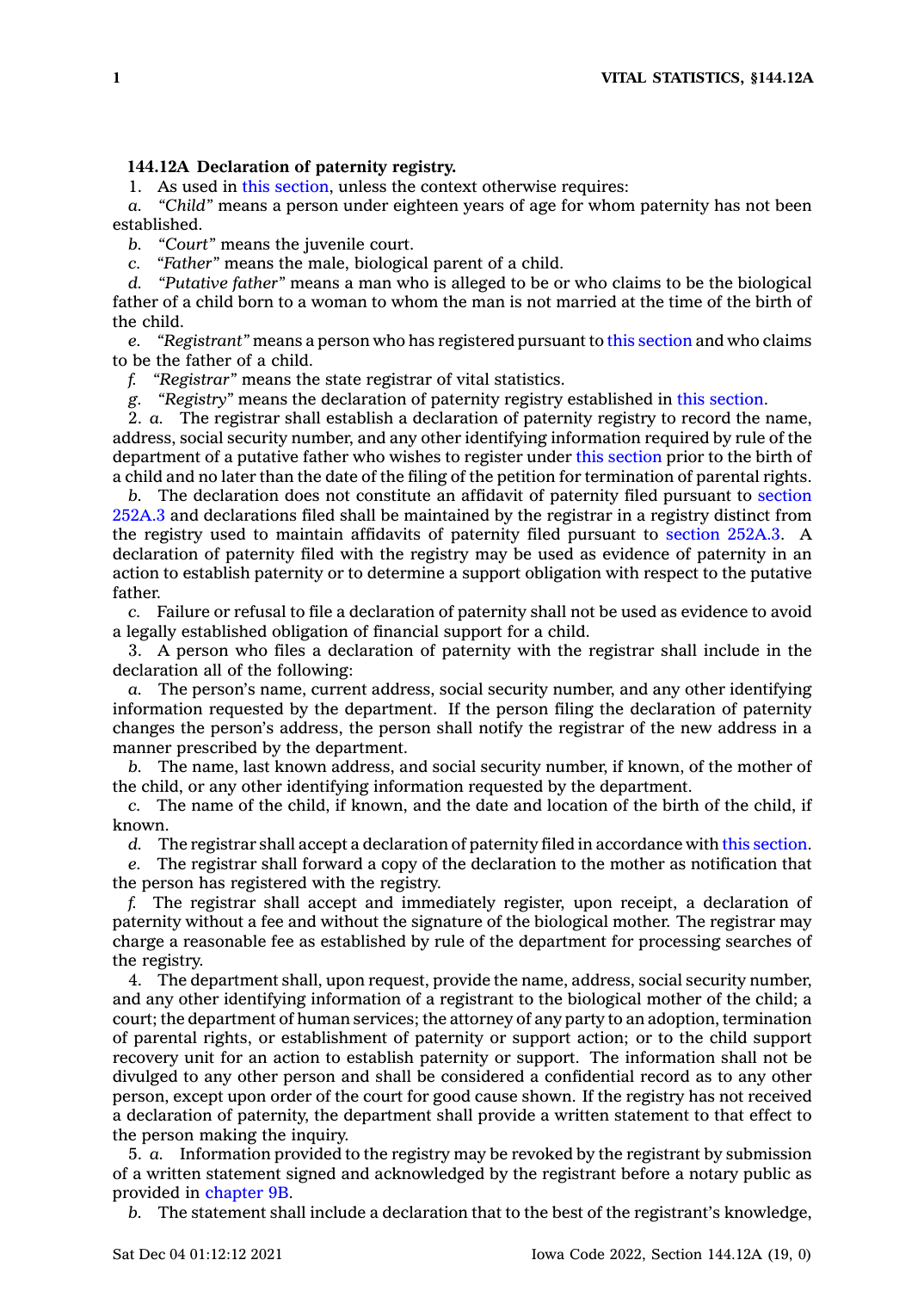**144.12A Declaration of paternity registry.**

1. As used in this section, unless the context otherwise requires:

*a. "Child"* means a person under eighteen years of age for whom paternity has not been established.

*b. "Court"* means the juvenile court.

*c. "Father"* means the male, biological parent of a child.

*d. "Putative father"* means a man who is alleged to be or who claims to be the biological father of a child born to a woman to whom the man is not married at the time of the birth of the child.

*e. "Registrant"* means a person who has registered pursuant to this section and who claims to be the father of a child.

*f. "Registrar"* means the state registrar of vital statistics.

*g. "Registry"* means the declaration of paternity registry established in this section.

2. *a.* The registrar shall establish a declaration of paternity registry to record the name, address, social security number, and any other identifying information required by rule of the department of a putative father who wishes to register under this section prior to the birth of a child and no later than the date of the filing of the petition for termination of parental rights.

*b.* The declaration does not constitute an affidavit of paternity filed pursuant to section 252A.3 and declarations filed shall be maintained by the registrar in a registry distinct from the registry used to maintain affidavits of paternity filed pursuant to section 252A.3. A declaration of paternity filed with the registry may be used as evidence of paternity in an action to establish paternity or to determine a support obligation with respect to the putative father.

*c.* Failure or refusal to file a declaration of paternity shall not be used as evidence to avoid a legally established obligation of financial support for a child.

3. A person who files a declaration of paternity with the registrar shall include in the declaration all of the following:

*a.* The person's name, current address, social security number, and any other identifying information requested by the department. If the person filing the declaration of paternity changes the person's address, the person shall notify the registrar of the new address in a manner prescribed by the department.

*b.* The name, last known address, and social security number, if known, of the mother of the child, or any other identifying information requested by the department.

*c.* The name of the child, if known, and the date and location of the birth of the child, if known.

*d.* The registrar shall accept a declaration of paternity filed in accordance with this section.

*e.* The registrar shall forward a copy of the declaration to the mother as notification that the person has registered with the registry.

*f.* The registrar shall accept and immediately register, upon receipt, a declaration of paternity without a fee and without the signature of the biological mother. The registrar may charge a reasonable fee as established by rule of the department for processing searches of the registry.

4. The department shall, upon request, provide the name, address, social security number, and any other identifying information of a registrant to the biological mother of the child; a court; the department of human services; the attorney of any party to an adoption, termination of parental rights, or establishment of paternity or support action; or to the child support recovery unit for an action to establish paternity or support. The information shall not be divulged to any other person and shall be considered a confidential record as to any other person, except upon order of the court for good cause shown. If the registry has not received a declaration of paternity, the department shall provide a written statement to that effect to the person making the inquiry.

5. *a.* Information provided to the registry may be revoked by the registrant by submission of a written statement signed and acknowledged by the registrant before a notary public as provided in chapter 9B.

*b.* The statement shall include a declaration that to the best of the registrant's knowledge,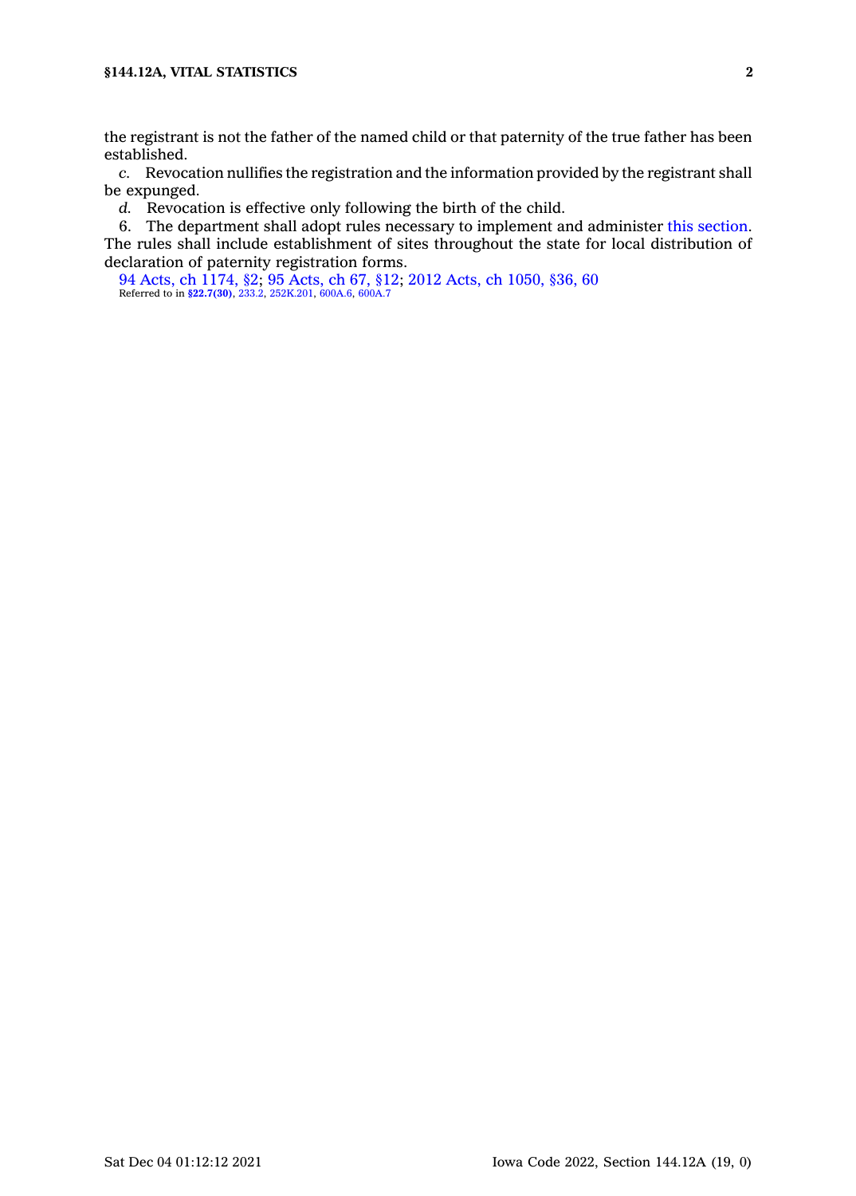the registrant is not the father of the named child or that paternity of the true father has been established.

*c.* Revocation nullifies the registration and the information provided by the registrant shall be expunged.

*d.* Revocation is effective only following the birth of the child.

6. The department shall adopt rules necessary to implement and administer this section. The rules shall include establishment of sites throughout the state for local distribution of declaration of paternity registration forms.

94 Acts, ch 1174, §2; 95 Acts, ch 67, §12; 2012 Acts, ch 1050, §36, 60

Referred to in **§22.7(30)**, 233.2, 252K.201, 600A.6, 600A.7